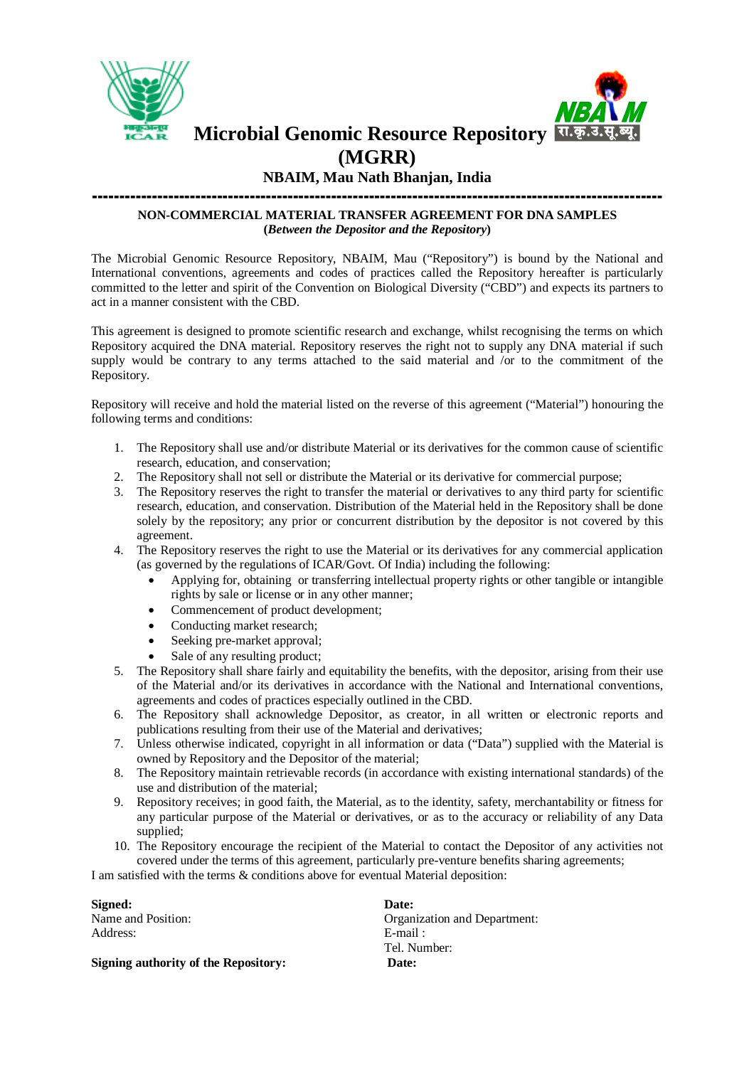# Microbial Genomic Resource Repository (MGRR)

## NBAIM, Mau Nath Bhanjan, India

---

**NON-COMMERCIAL MATERIAL TRANSFER AGREEMENT FOR DNA SAMPLES**
**(*Between the Depositor and the Repository*)**

The Microbial Genomic Resource Repository, NBAIM, Mau ("Repository") is bound by the National and International conventions, agreements and codes of practices called the Repository hereafter is particularly committed to the letter and spirit of the Convention on Biological Diversity ("CBD") and expects its partners to act in a manner consistent with the CBD.

This agreement is designed to promote scientific research and exchange, whilst recognising the terms on which Repository acquired the DNA material. Repository reserves the right not to supply any DNA material if such supply would be contrary to any terms attached to the said material and /or to the commitment of the Repository.

Repository will receive and hold the material listed on the reverse of this agreement ("Material") honouring the following terms and conditions:

1. The Repository shall use and/or distribute Material or its derivatives for the common cause of scientific research, education, and conservation;
2. The Repository shall not sell or distribute the Material or its derivative for commercial purpose;
3. The Repository reserves the right to transfer the material or derivatives to any third party for scientific research, education, and conservation. Distribution of the Material held in the Repository shall be done solely by the repository; any prior or concurrent distribution by the depositor is not covered by this agreement.
4. The Repository reserves the right to use the Material or its derivatives for any commercial application (as governed by the regulations of ICAR/Govt. Of India) including the following:
   - Applying for, obtaining or transferring intellectual property rights or other tangible or intangible rights by sale or license or in any other manner;
   - Commencement of product development;
   - Conducting market research;
   - Seeking pre-market approval;
   - Sale of any resulting product;
5. The Repository shall share fairly and equitability the benefits, with the depositor, arising from their use of the Material and/or its derivatives in accordance with the National and International conventions, agreements and codes of practices especially outlined in the CBD.
6. The Repository shall acknowledge Depositor, as creator, in all written or electronic reports and publications resulting from their use of the Material and derivatives;
7. Unless otherwise indicated, copyright in all information or data ("Data") supplied with the Material is owned by Repository and the Depositor of the material;
8. The Repository maintain retrievable records (in accordance with existing international standards) of the use and distribution of the material;
9. Repository receives; in good faith, the Material, as to the identity, safety, merchantability or fitness for any particular purpose of the Material or derivatives, or as to the accuracy or reliability of any Data supplied;
10. The Repository encourage the recipient of the Material to contact the Depositor of any activities not covered under the terms of this agreement, particularly pre-venture benefits sharing agreements;

I am satisfied with the terms & conditions above for eventual Material deposition:

**Signed:**
Name and Position:
Address:

**Date:**
Organization and Department:
E-mail :
Tel. Number:

**Signing authority of the Repository:**

**Date:**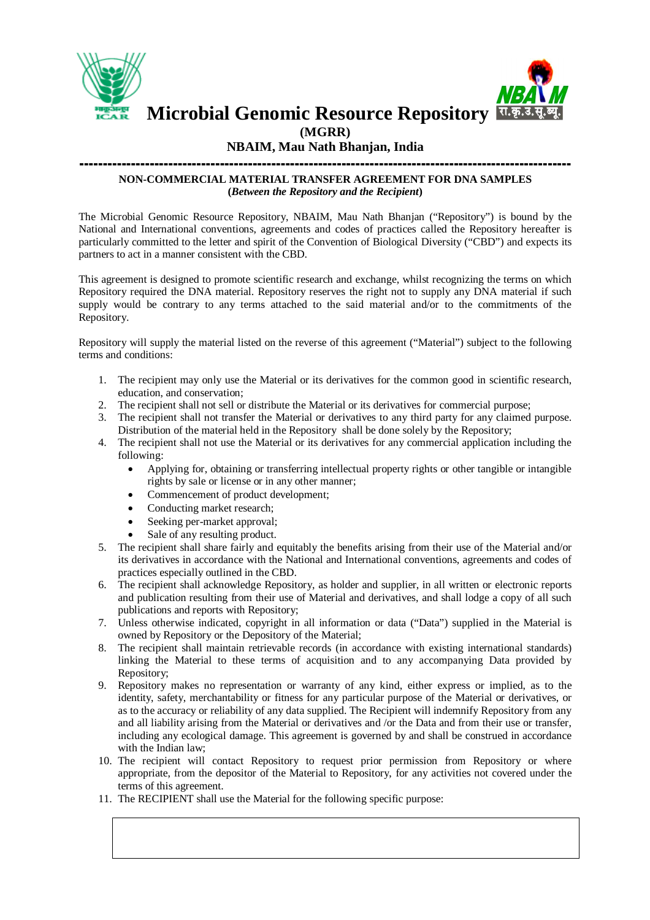# Microbial Genomic Resource Repository

**(MGRR)**

**NBAIM, Mau Nath Bhanjan, India**

---

**NON-COMMERCIAL MATERIAL TRANSFER AGREEMENT FOR DNA SAMPLES**

**(*Between the Repository and the Recipient*)**

The Microbial Genomic Resource Repository, NBAIM, Mau Nath Bhanjan ("Repository") is bound by the National and International conventions, agreements and codes of practices called the Repository hereafter is particularly committed to the letter and spirit of the Convention of Biological Diversity ("CBD") and expects its partners to act in a manner consistent with the CBD.

This agreement is designed to promote scientific research and exchange, whilst recognizing the terms on which Repository required the DNA material. Repository reserves the right not to supply any DNA material if such supply would be contrary to any terms attached to the said material and/or to the commitments of the Repository.

Repository will supply the material listed on the reverse of this agreement ("Material") subject to the following terms and conditions:

1. The recipient may only use the Material or its derivatives for the common good in scientific research, education, and conservation;
2. The recipient shall not sell or distribute the Material or its derivatives for commercial purpose;
3. The recipient shall not transfer the Material or derivatives to any third party for any claimed purpose. Distribution of the material held in the Repository shall be done solely by the Repository;
4. The recipient shall not use the Material or its derivatives for any commercial application including the following:
   - Applying for, obtaining or transferring intellectual property rights or other tangible or intangible rights by sale or license or in any other manner;
   - Commencement of product development;
   - Conducting market research;
   - Seeking per-market approval;
   - Sale of any resulting product.
5. The recipient shall share fairly and equitably the benefits arising from their use of the Material and/or its derivatives in accordance with the National and International conventions, agreements and codes of practices especially outlined in the CBD.
6. The recipient shall acknowledge Repository, as holder and supplier, in all written or electronic reports and publication resulting from their use of Material and derivatives, and shall lodge a copy of all such publications and reports with Repository;
7. Unless otherwise indicated, copyright in all information or data ("Data") supplied in the Material is owned by Repository or the Depository of the Material;
8. The recipient shall maintain retrievable records (in accordance with existing international standards) linking the Material to these terms of acquisition and to any accompanying Data provided by Repository;
9. Repository makes no representation or warranty of any kind, either express or implied, as to the identity, safety, merchantability or fitness for any particular purpose of the Material or derivatives, or as to the accuracy or reliability of any data supplied. The Recipient will indemnify Repository from any and all liability arising from the Material or derivatives and /or the Data and from their use or transfer, including any ecological damage. This agreement is governed by and shall be construed in accordance with the Indian law;
10. The recipient will contact Repository to request prior permission from Repository or where appropriate, from the depositor of the Material to Repository, for any activities not covered under the terms of this agreement.
11. The RECIPIENT shall use the Material for the following specific purpose:

| |
|---|
| |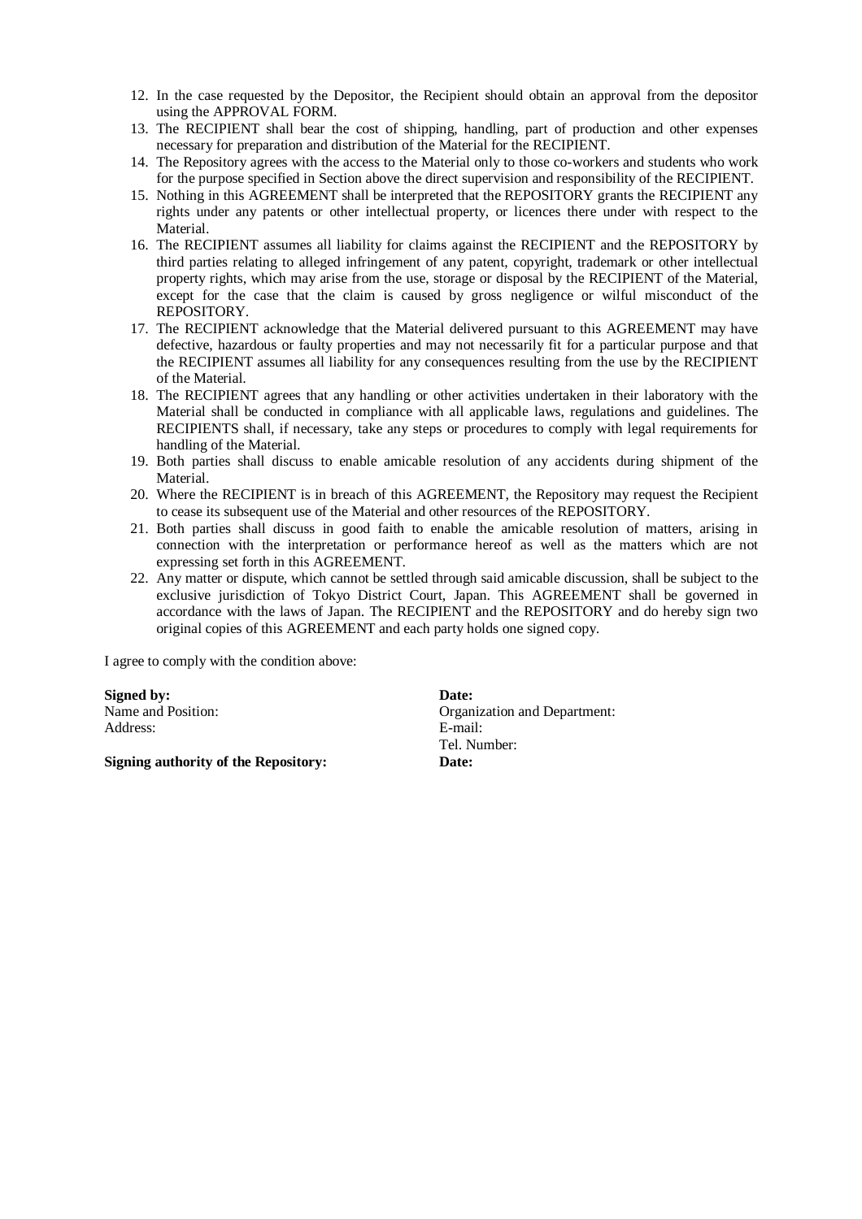12. In the case requested by the Depositor, the Recipient should obtain an approval from the depositor using the APPROVAL FORM.
13. The RECIPIENT shall bear the cost of shipping, handling, part of production and other expenses necessary for preparation and distribution of the Material for the RECIPIENT.
14. The Repository agrees with the access to the Material only to those co-workers and students who work for the purpose specified in Section above the direct supervision and responsibility of the RECIPIENT.
15. Nothing in this AGREEMENT shall be interpreted that the REPOSITORY grants the RECIPIENT any rights under any patents or other intellectual property, or licences there under with respect to the Material.
16. The RECIPIENT assumes all liability for claims against the RECIPIENT and the REPOSITORY by third parties relating to alleged infringement of any patent, copyright, trademark or other intellectual property rights, which may arise from the use, storage or disposal by the RECIPIENT of the Material, except for the case that the claim is caused by gross negligence or wilful misconduct of the REPOSITORY.
17. The RECIPIENT acknowledge that the Material delivered pursuant to this AGREEMENT may have defective, hazardous or faulty properties and may not necessarily fit for a particular purpose and that the RECIPIENT assumes all liability for any consequences resulting from the use by the RECIPIENT of the Material.
18. The RECIPIENT agrees that any handling or other activities undertaken in their laboratory with the Material shall be conducted in compliance with all applicable laws, regulations and guidelines. The RECIPIENTS shall, if necessary, take any steps or procedures to comply with legal requirements for handling of the Material.
19. Both parties shall discuss to enable amicable resolution of any accidents during shipment of the Material.
20. Where the RECIPIENT is in breach of this AGREEMENT, the Repository may request the Recipient to cease its subsequent use of the Material and other resources of the REPOSITORY.
21. Both parties shall discuss in good faith to enable the amicable resolution of matters, arising in connection with the interpretation or performance hereof as well as the matters which are not expressing set forth in this AGREEMENT.
22. Any matter or dispute, which cannot be settled through said amicable discussion, shall be subject to the exclusive jurisdiction of Tokyo District Court, Japan. This AGREEMENT shall be governed in accordance with the laws of Japan. The RECIPIENT and the REPOSITORY and do hereby sign two original copies of this AGREEMENT and each party holds one signed copy.

I agree to comply with the condition above:

**Signed by:**
Name and Position:
Address:

**Date:**
Organization and Department:
E-mail:
Tel. Number:

**Signing authority of the Repository:**

**Date:**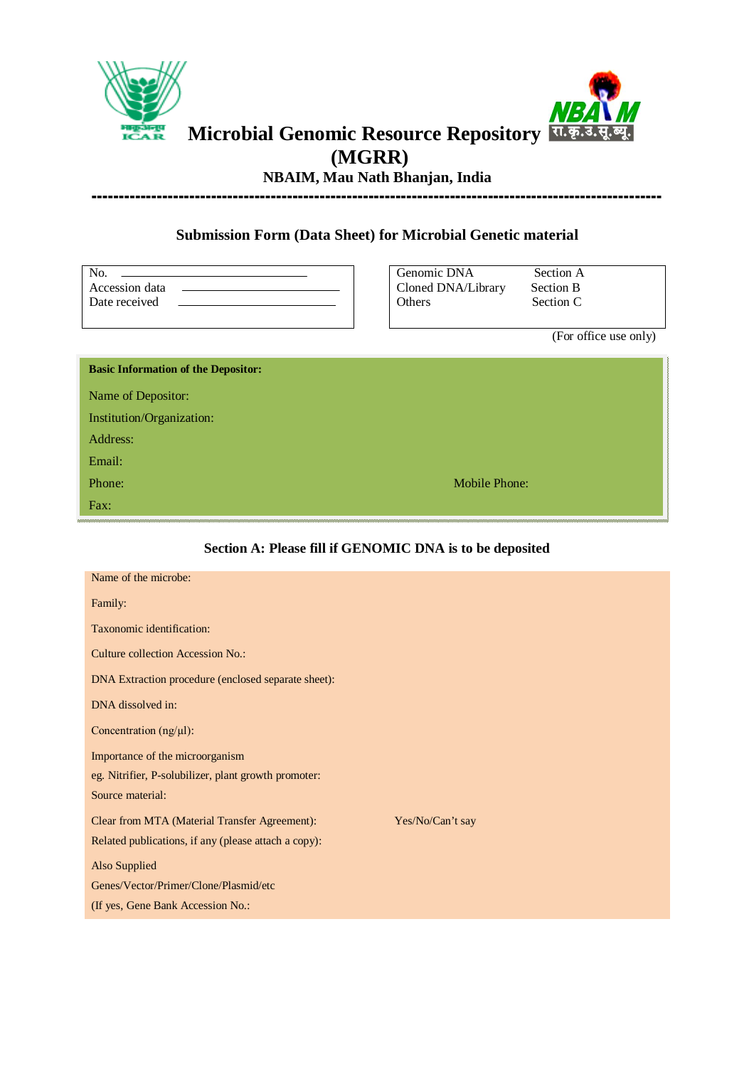# Microbial Genomic Resource Repository (MGRR)

**NBAIM, Mau Nath Bhanjan, India**

---

## Submission Form (Data Sheet) for Microbial Genetic material

| | |
|---|---|
| No. \_\_\_\_\_\_\_\_\_\_\_\_\_\_\_\_\_\_\_\_\_\_\_\_ | Genomic DNA — Section A |
| Accession data \_\_\_\_\_\_\_\_\_\_\_\_\_\_\_\_\_\_\_\_\_\_\_\_ | Cloned DNA/Library — Section B |
| Date received \_\_\_\_\_\_\_\_\_\_\_\_\_\_\_\_\_\_\_\_\_\_\_\_ | Others — Section C |

(For office use only)

**Basic Information of the Depositor:**

Name of Depositor:

Institution/Organization:

Address:

Email:

Phone: Mobile Phone:

Fax:

### Section A: Please fill if GENOMIC DNA is to be deposited

Name of the microbe:

Family:

Taxonomic identification:

Culture collection Accession No.:

DNA Extraction procedure (enclosed separate sheet):

DNA dissolved in:

Concentration (ng/µl):

Importance of the microorganism
eg. Nitrifier, P-solubilizer, plant growth promoter:

Source material:

Clear from MTA (Material Transfer Agreement): Yes/No/Can't say

Related publications, if any (please attach a copy):

Also Supplied
Genes/Vector/Primer/Clone/Plasmid/etc
(If yes, Gene Bank Accession No.: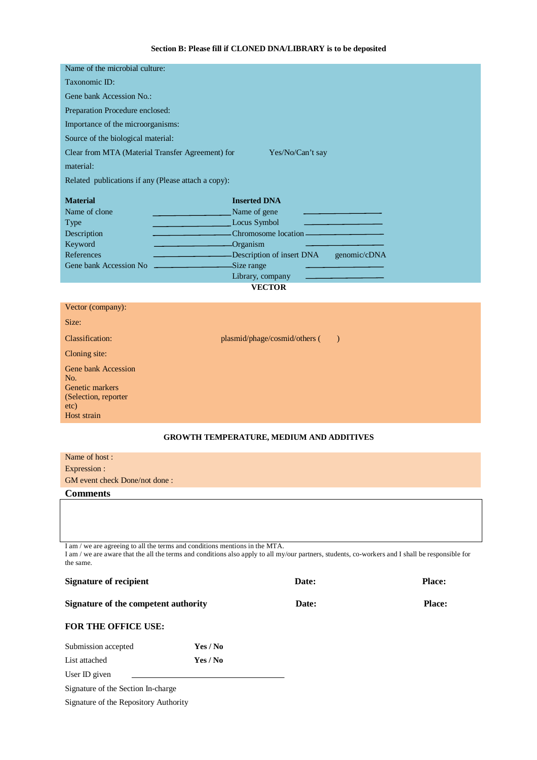**Section B: Please fill if CLONED DNA/LIBRARY is to be deposited**

Name of the microbial culture:

Taxonomic ID:

Gene bank Accession No.:

Preparation Procedure enclosed:

Importance of the microorganisms:

Source of the biological material:

Clear from MTA (Material Transfer Agreement) for material: Yes/No/Can't say

Related publications if any (Please attach a copy):

| **Material** | | **Inserted DNA** | |
|---|---|---|---|
| Name of clone | ________________ | Name of gene | ________________ |
| Type | ________________ | Locus Symbol | ________________ |
| Description | ________________ | Chromosome location | ________________ |
| Keyword | ________________ | Organism | ________________ |
| References | ________________ | Description of insert DNA | genomic/cDNA |
| Gene bank Accession No | ________________ | Size range | ________________ |
| | | Library, company | ________________ |

**VECTOR**

Vector (company):

Size:

Classification: plasmid/phage/cosmid/others (     )

Cloning site:

Gene bank Accession No.

Genetic markers (Selection, reporter etc)

Host strain

**GROWTH TEMPERATURE, MEDIUM AND ADDITIVES**

Name of host :

Expression :

GM event check Done/not done :

**Comments**

I am / we are agreeing to all the terms and conditions mentions in the MTA.
I am / we are aware that the all the terms and conditions also apply to all my/our partners, students, co-workers and I shall be responsible for the same.

**Signature of recipient** **Date:** **Place:**

**Signature of the competent authority** **Date:** **Place:**

**FOR THE OFFICE USE:**

Submission accepted **Yes / No**

List attached **Yes / No**

User ID given ________________________________

Signature of the Section In-charge

Signature of the Repository Authority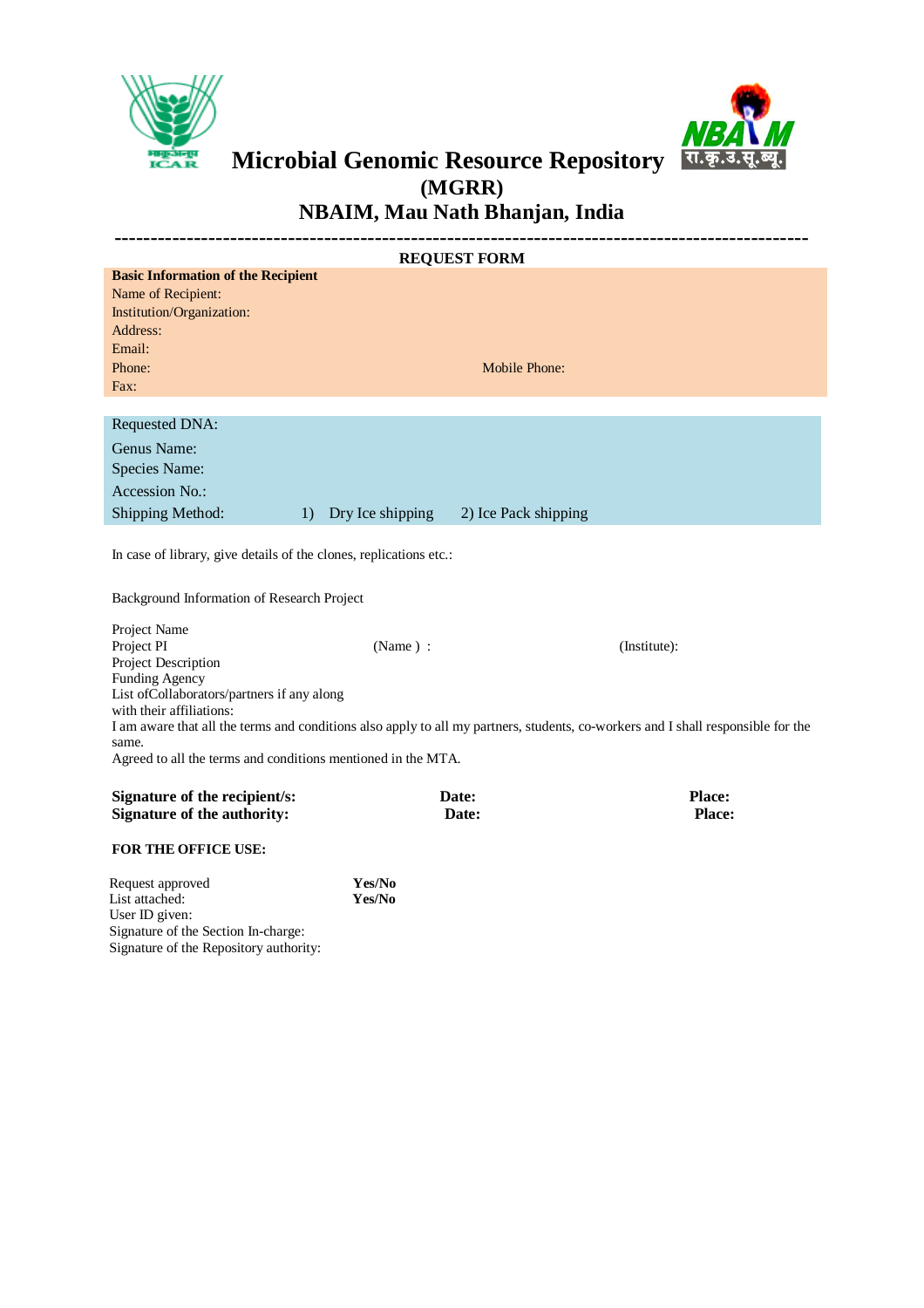# Microbial Genomic Resource Repository (MGRR)

## NBAIM, Mau Nath Bhanjan, India

---

**REQUEST FORM**

**Basic Information of the Recipient**

Name of Recipient:

Institution/Organization:

Address:

Email:

Phone: Mobile Phone:

Fax:

Requested DNA:

Genus Name:

Species Name:

Accession No.:

Shipping Method: 1) Dry Ice shipping 2) Ice Pack shipping

In case of library, give details of the clones, replications etc.:

Background Information of Research Project

Project Name

Project PI (Name ) : (Institute):

Project Description

Funding Agency

List ofCollaborators/partners if any along with their affiliations:

I am aware that all the terms and conditions also apply to all my partners, students, co-workers and I shall responsible for the same.

Agreed to all the terms and conditions mentioned in the MTA.

**Signature of the recipient/s:** **Date:** **Place:**

**Signature of the authority:** **Date:** **Place:**

**FOR THE OFFICE USE:**

Request approved **Yes/No**

List attached: **Yes/No**

User ID given:

Signature of the Section In-charge:

Signature of the Repository authority: